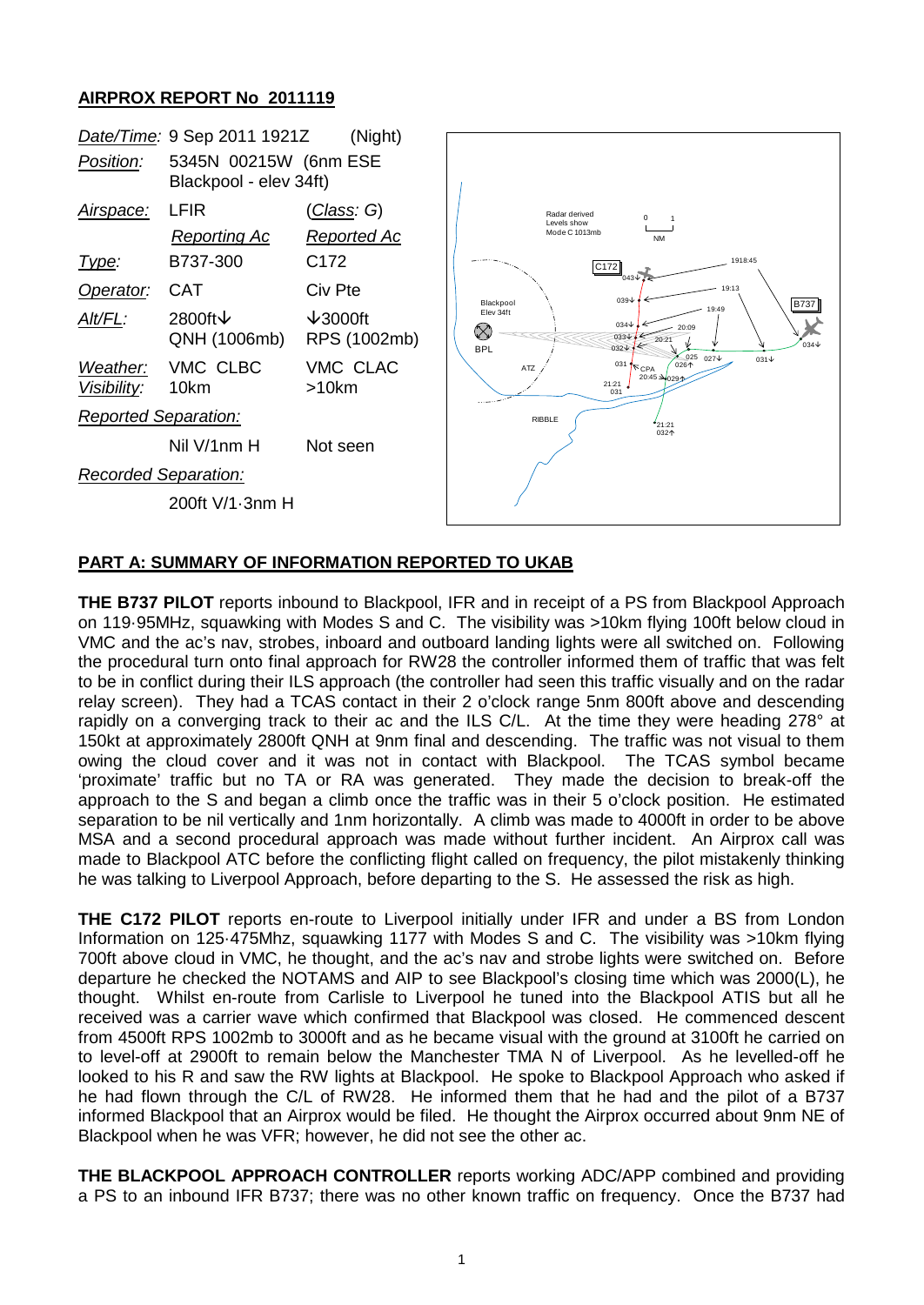## AIRPROX REPORT No 2011119

| *Date/Time:* | 9 Sep 2011 1921Z | (Night) |
|---|---|---|
| *Position:* | 5345N 00215W (6nm ESE Blackpool - elev 34ft) | |
| *Airspace:* | LFIR | (*Class: G*) |
| | *Reporting Ac* | *Reported Ac* |
| *Type:* | B737-300 | C172 |
| *Operator:* | CAT | Civ Pte |
| *Alt/FL:* | 2800ft↓ QNH (1006mb) | ↓3000ft RPS (1002mb) |
| *Weather:* | VMC CLBC | VMC CLAC |
| *Visibility:* | 10km | >10km |
| *Reported Separation:* | | |
| | Nil V/1nm H | Not seen |
| *Recorded Separation:* | | |
| | 200ft V/1·3nm H | |

## PART A: SUMMARY OF INFORMATION REPORTED TO UKAB

**THE B737 PILOT** reports inbound to Blackpool, IFR and in receipt of a PS from Blackpool Approach on 119·95MHz, squawking with Modes S and C. The visibility was >10km flying 100ft below cloud in VMC and the ac's nav, strobes, inboard and outboard landing lights were all switched on. Following the procedural turn onto final approach for RW28 the controller informed them of traffic that was felt to be in conflict during their ILS approach (the controller had seen this traffic visually and on the radar relay screen). They had a TCAS contact in their 2 o'clock range 5nm 800ft above and descending rapidly on a converging track to their ac and the ILS C/L. At the time they were heading 278° at 150kt at approximately 2800ft QNH at 9nm final and descending. The traffic was not visual to them owing the cloud cover and it was not in contact with Blackpool. The TCAS symbol became 'proximate' traffic but no TA or RA was generated. They made the decision to break-off the approach to the S and began a climb once the traffic was in their 5 o'clock position. He estimated separation to be nil vertically and 1nm horizontally. A climb was made to 4000ft in order to be above MSA and a second procedural approach was made without further incident. An Airprox call was made to Blackpool ATC before the conflicting flight called on frequency, the pilot mistakenly thinking he was talking to Liverpool Approach, before departing to the S. He assessed the risk as high.

**THE C172 PILOT** reports en-route to Liverpool initially under IFR and under a BS from London Information on 125·475Mhz, squawking 1177 with Modes S and C. The visibility was >10km flying 700ft above cloud in VMC, he thought, and the ac's nav and strobe lights were switched on. Before departure he checked the NOTAMS and AIP to see Blackpool's closing time which was 2000(L), he thought. Whilst en-route from Carlisle to Liverpool he tuned into the Blackpool ATIS but all he received was a carrier wave which confirmed that Blackpool was closed. He commenced descent from 4500ft RPS 1002mb to 3000ft and as he became visual with the ground at 3100ft he carried on to level-off at 2900ft to remain below the Manchester TMA N of Liverpool. As he levelled-off he looked to his R and saw the RW lights at Blackpool. He spoke to Blackpool Approach who asked if he had flown through the C/L of RW28. He informed them that he had and the pilot of a B737 informed Blackpool that an Airprox would be filed. He thought the Airprox occurred about 9nm NE of Blackpool when he was VFR; however, he did not see the other ac.

**THE BLACKPOOL APPROACH CONTROLLER** reports working ADC/APP combined and providing a PS to an inbound IFR B737; there was no other known traffic on frequency. Once the B737 had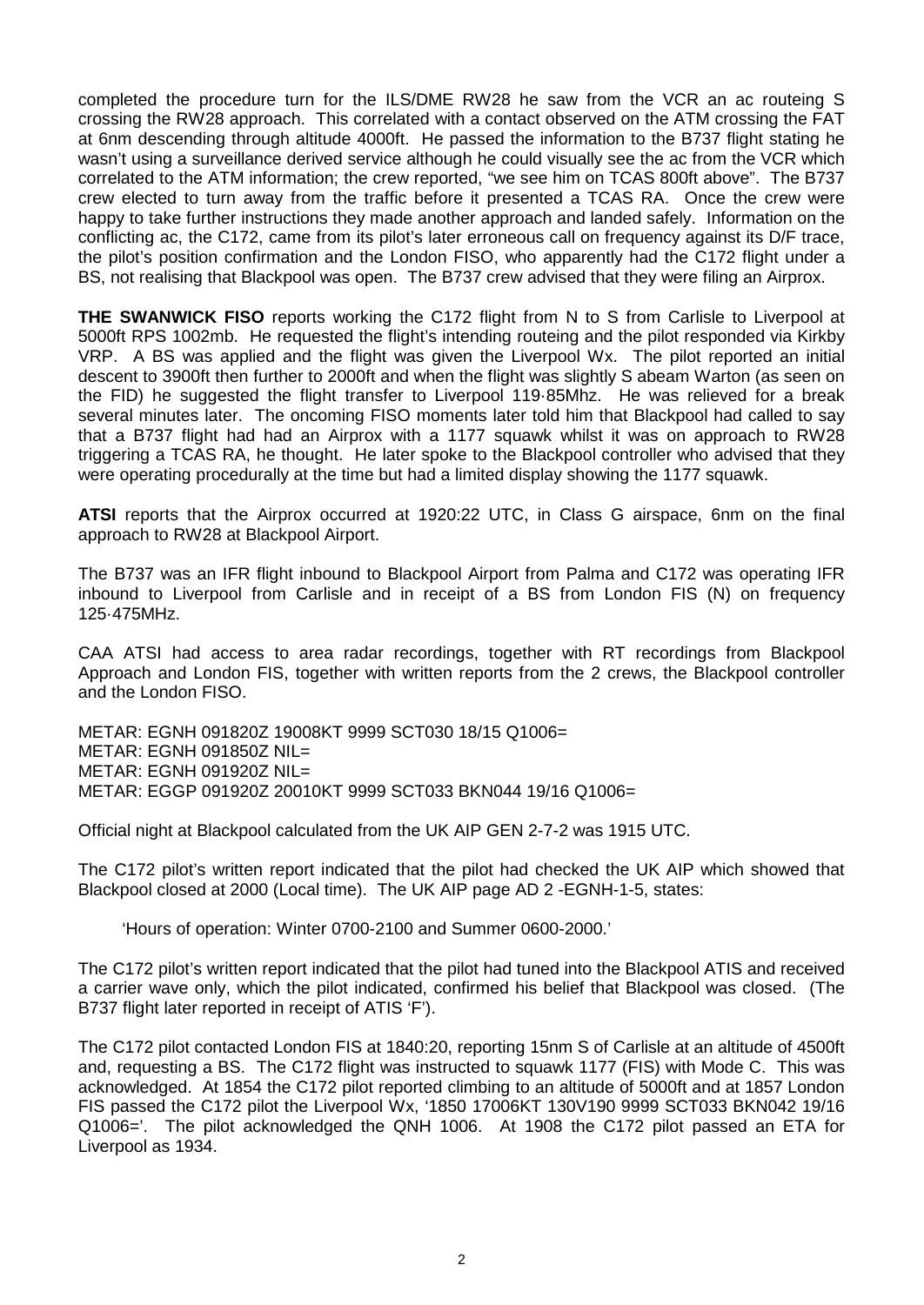completed the procedure turn for the ILS/DME RW28 he saw from the VCR an ac routeing S crossing the RW28 approach. This correlated with a contact observed on the ATM crossing the FAT at 6nm descending through altitude 4000ft. He passed the information to the B737 flight stating he wasn't using a surveillance derived service although he could visually see the ac from the VCR which correlated to the ATM information; the crew reported, "we see him on TCAS 800ft above". The B737 crew elected to turn away from the traffic before it presented a TCAS RA. Once the crew were happy to take further instructions they made another approach and landed safely. Information on the conflicting ac, the C172, came from its pilot's later erroneous call on frequency against its D/F trace, the pilot's position confirmation and the London FISO, who apparently had the C172 flight under a BS, not realising that Blackpool was open. The B737 crew advised that they were filing an Airprox.

**THE SWANWICK FISO** reports working the C172 flight from N to S from Carlisle to Liverpool at 5000ft RPS 1002mb. He requested the flight's intending routeing and the pilot responded via Kirkby VRP. A BS was applied and the flight was given the Liverpool Wx. The pilot reported an initial descent to 3900ft then further to 2000ft and when the flight was slightly S abeam Warton (as seen on the FID) he suggested the flight transfer to Liverpool 119·85Mhz. He was relieved for a break several minutes later. The oncoming FISO moments later told him that Blackpool had called to say that a B737 flight had had an Airprox with a 1177 squawk whilst it was on approach to RW28 triggering a TCAS RA, he thought. He later spoke to the Blackpool controller who advised that they were operating procedurally at the time but had a limited display showing the 1177 squawk.

**ATSI** reports that the Airprox occurred at 1920:22 UTC, in Class G airspace, 6nm on the final approach to RW28 at Blackpool Airport.

The B737 was an IFR flight inbound to Blackpool Airport from Palma and C172 was operating IFR inbound to Liverpool from Carlisle and in receipt of a BS from London FIS (N) on frequency 125·475MHz.

CAA ATSI had access to area radar recordings, together with RT recordings from Blackpool Approach and London FIS, together with written reports from the 2 crews, the Blackpool controller and the London FISO.

METAR: EGNH 091820Z 19008KT 9999 SCT030 18/15 Q1006=
METAR: EGNH 091850Z NIL=
METAR: EGNH 091920Z NIL=
METAR: EGGP 091920Z 20010KT 9999 SCT033 BKN044 19/16 Q1006=

Official night at Blackpool calculated from the UK AIP GEN 2-7-2 was 1915 UTC.

The C172 pilot's written report indicated that the pilot had checked the UK AIP which showed that Blackpool closed at 2000 (Local time). The UK AIP page AD 2 -EGNH-1-5, states:

> 'Hours of operation: Winter 0700-2100 and Summer 0600-2000.'

The C172 pilot's written report indicated that the pilot had tuned into the Blackpool ATIS and received a carrier wave only, which the pilot indicated, confirmed his belief that Blackpool was closed. (The B737 flight later reported in receipt of ATIS 'F').

The C172 pilot contacted London FIS at 1840:20, reporting 15nm S of Carlisle at an altitude of 4500ft and, requesting a BS. The C172 flight was instructed to squawk 1177 (FIS) with Mode C. This was acknowledged. At 1854 the C172 pilot reported climbing to an altitude of 5000ft and at 1857 London FIS passed the C172 pilot the Liverpool Wx, '1850 17006KT 130V190 9999 SCT033 BKN042 19/16 Q1006='. The pilot acknowledged the QNH 1006. At 1908 the C172 pilot passed an ETA for Liverpool as 1934.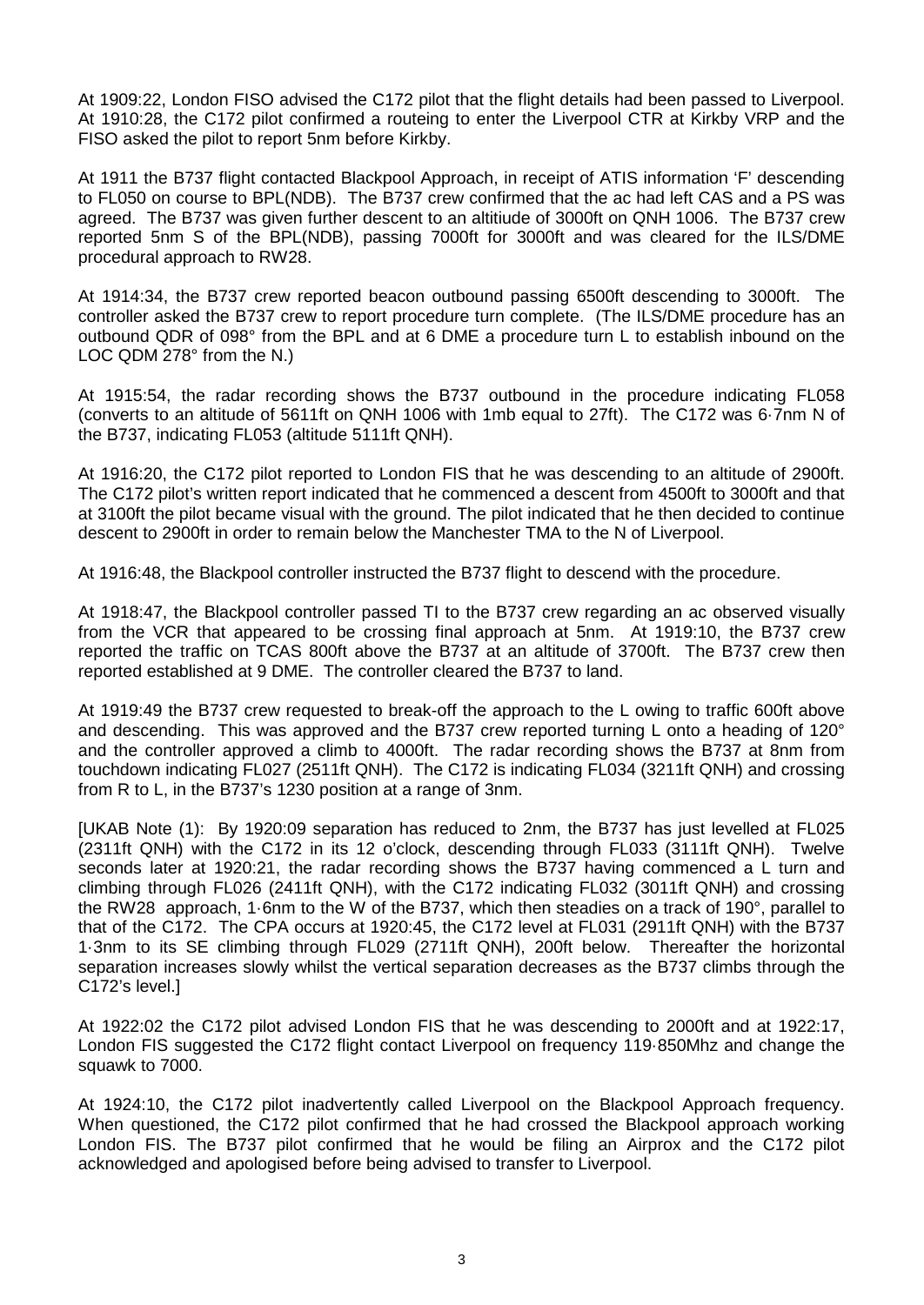At 1909:22, London FISO advised the C172 pilot that the flight details had been passed to Liverpool. At 1910:28, the C172 pilot confirmed a routeing to enter the Liverpool CTR at Kirkby VRP and the FISO asked the pilot to report 5nm before Kirkby.

At 1911 the B737 flight contacted Blackpool Approach, in receipt of ATIS information 'F' descending to FL050 on course to BPL(NDB). The B737 crew confirmed that the ac had left CAS and a PS was agreed. The B737 was given further descent to an altitiude of 3000ft on QNH 1006. The B737 crew reported 5nm S of the BPL(NDB), passing 7000ft for 3000ft and was cleared for the ILS/DME procedural approach to RW28.

At 1914:34, the B737 crew reported beacon outbound passing 6500ft descending to 3000ft. The controller asked the B737 crew to report procedure turn complete. (The ILS/DME procedure has an outbound QDR of 098° from the BPL and at 6 DME a procedure turn L to establish inbound on the LOC QDM 278° from the N.)

At 1915:54, the radar recording shows the B737 outbound in the procedure indicating FL058 (converts to an altitude of 5611ft on QNH 1006 with 1mb equal to 27ft). The C172 was 6·7nm N of the B737, indicating FL053 (altitude 5111ft QNH).

At 1916:20, the C172 pilot reported to London FIS that he was descending to an altitude of 2900ft. The C172 pilot's written report indicated that he commenced a descent from 4500ft to 3000ft and that at 3100ft the pilot became visual with the ground. The pilot indicated that he then decided to continue descent to 2900ft in order to remain below the Manchester TMA to the N of Liverpool.

At 1916:48, the Blackpool controller instructed the B737 flight to descend with the procedure.

At 1918:47, the Blackpool controller passed TI to the B737 crew regarding an ac observed visually from the VCR that appeared to be crossing final approach at 5nm. At 1919:10, the B737 crew reported the traffic on TCAS 800ft above the B737 at an altitude of 3700ft. The B737 crew then reported established at 9 DME. The controller cleared the B737 to land.

At 1919:49 the B737 crew requested to break-off the approach to the L owing to traffic 600ft above and descending. This was approved and the B737 crew reported turning L onto a heading of 120° and the controller approved a climb to 4000ft. The radar recording shows the B737 at 8nm from touchdown indicating FL027 (2511ft QNH). The C172 is indicating FL034 (3211ft QNH) and crossing from R to L, in the B737's 1230 position at a range of 3nm.

[UKAB Note (1): By 1920:09 separation has reduced to 2nm, the B737 has just levelled at FL025 (2311ft QNH) with the C172 in its 12 o'clock, descending through FL033 (3111ft QNH). Twelve seconds later at 1920:21, the radar recording shows the B737 having commenced a L turn and climbing through FL026 (2411ft QNH), with the C172 indicating FL032 (3011ft QNH) and crossing the RW28 approach, 1·6nm to the W of the B737, which then steadies on a track of 190°, parallel to that of the C172. The CPA occurs at 1920:45, the C172 level at FL031 (2911ft QNH) with the B737 1·3nm to its SE climbing through FL029 (2711ft QNH), 200ft below. Thereafter the horizontal separation increases slowly whilst the vertical separation decreases as the B737 climbs through the C172's level.]

At 1922:02 the C172 pilot advised London FIS that he was descending to 2000ft and at 1922:17, London FIS suggested the C172 flight contact Liverpool on frequency 119·850Mhz and change the squawk to 7000.

At 1924:10, the C172 pilot inadvertently called Liverpool on the Blackpool Approach frequency. When questioned, the C172 pilot confirmed that he had crossed the Blackpool approach working London FIS. The B737 pilot confirmed that he would be filing an Airprox and the C172 pilot acknowledged and apologised before being advised to transfer to Liverpool.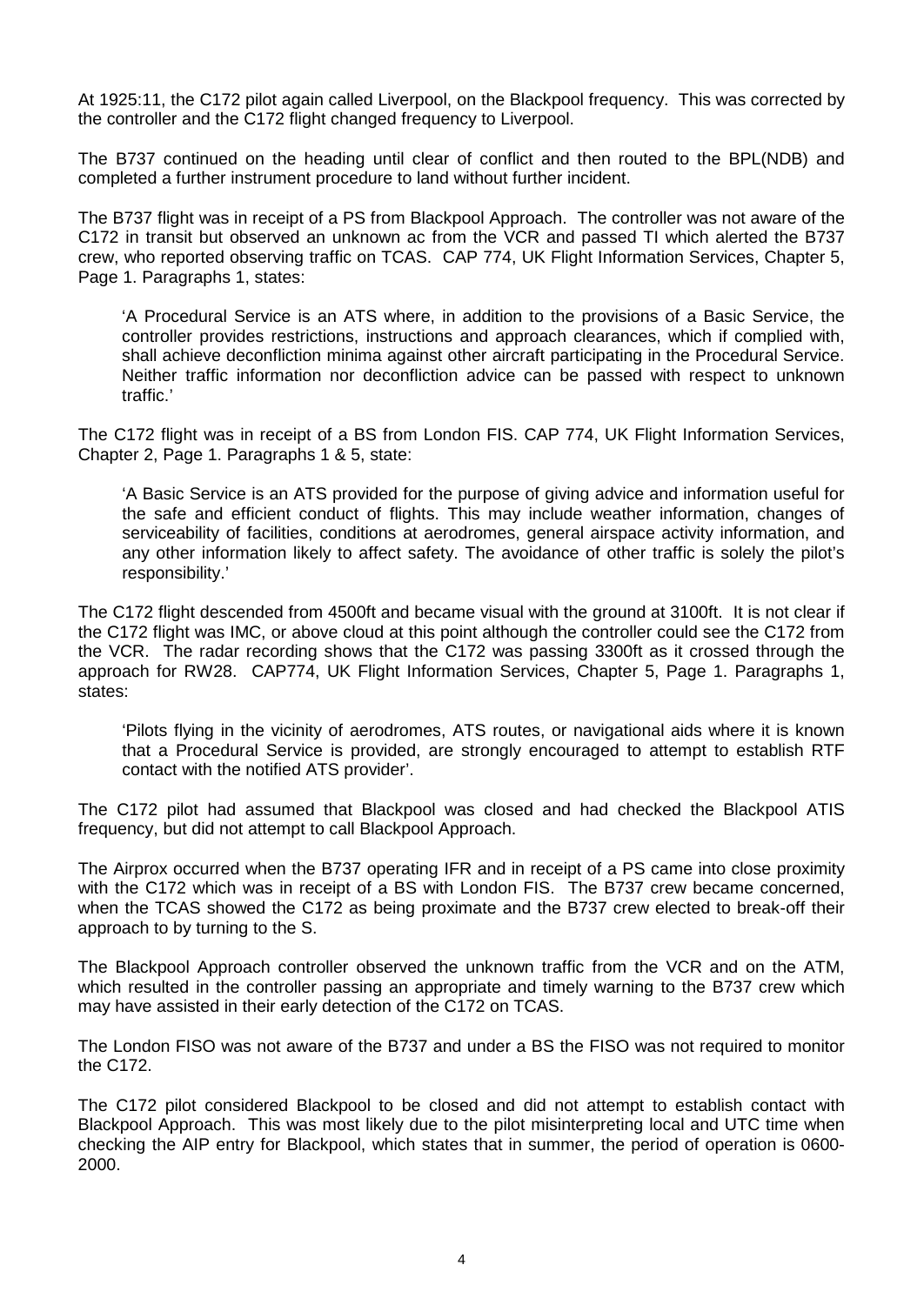At 1925:11, the C172 pilot again called Liverpool, on the Blackpool frequency. This was corrected by the controller and the C172 flight changed frequency to Liverpool.

The B737 continued on the heading until clear of conflict and then routed to the BPL(NDB) and completed a further instrument procedure to land without further incident.

The B737 flight was in receipt of a PS from Blackpool Approach. The controller was not aware of the C172 in transit but observed an unknown ac from the VCR and passed TI which alerted the B737 crew, who reported observing traffic on TCAS. CAP 774, UK Flight Information Services, Chapter 5, Page 1. Paragraphs 1, states:

> 'A Procedural Service is an ATS where, in addition to the provisions of a Basic Service, the controller provides restrictions, instructions and approach clearances, which if complied with, shall achieve deconfliction minima against other aircraft participating in the Procedural Service. Neither traffic information nor deconfliction advice can be passed with respect to unknown traffic.'

The C172 flight was in receipt of a BS from London FIS. CAP 774, UK Flight Information Services, Chapter 2, Page 1. Paragraphs 1 & 5, state:

> 'A Basic Service is an ATS provided for the purpose of giving advice and information useful for the safe and efficient conduct of flights. This may include weather information, changes of serviceability of facilities, conditions at aerodromes, general airspace activity information, and any other information likely to affect safety. The avoidance of other traffic is solely the pilot's responsibility.'

The C172 flight descended from 4500ft and became visual with the ground at 3100ft. It is not clear if the C172 flight was IMC, or above cloud at this point although the controller could see the C172 from the VCR. The radar recording shows that the C172 was passing 3300ft as it crossed through the approach for RW28. CAP774, UK Flight Information Services, Chapter 5, Page 1. Paragraphs 1, states:

> 'Pilots flying in the vicinity of aerodromes, ATS routes, or navigational aids where it is known that a Procedural Service is provided, are strongly encouraged to attempt to establish RTF contact with the notified ATS provider'.

The C172 pilot had assumed that Blackpool was closed and had checked the Blackpool ATIS frequency, but did not attempt to call Blackpool Approach.

The Airprox occurred when the B737 operating IFR and in receipt of a PS came into close proximity with the C172 which was in receipt of a BS with London FIS. The B737 crew became concerned, when the TCAS showed the C172 as being proximate and the B737 crew elected to break-off their approach to by turning to the S.

The Blackpool Approach controller observed the unknown traffic from the VCR and on the ATM, which resulted in the controller passing an appropriate and timely warning to the B737 crew which may have assisted in their early detection of the C172 on TCAS.

The London FISO was not aware of the B737 and under a BS the FISO was not required to monitor the C172.

The C172 pilot considered Blackpool to be closed and did not attempt to establish contact with Blackpool Approach. This was most likely due to the pilot misinterpreting local and UTC time when checking the AIP entry for Blackpool, which states that in summer, the period of operation is 0600-2000.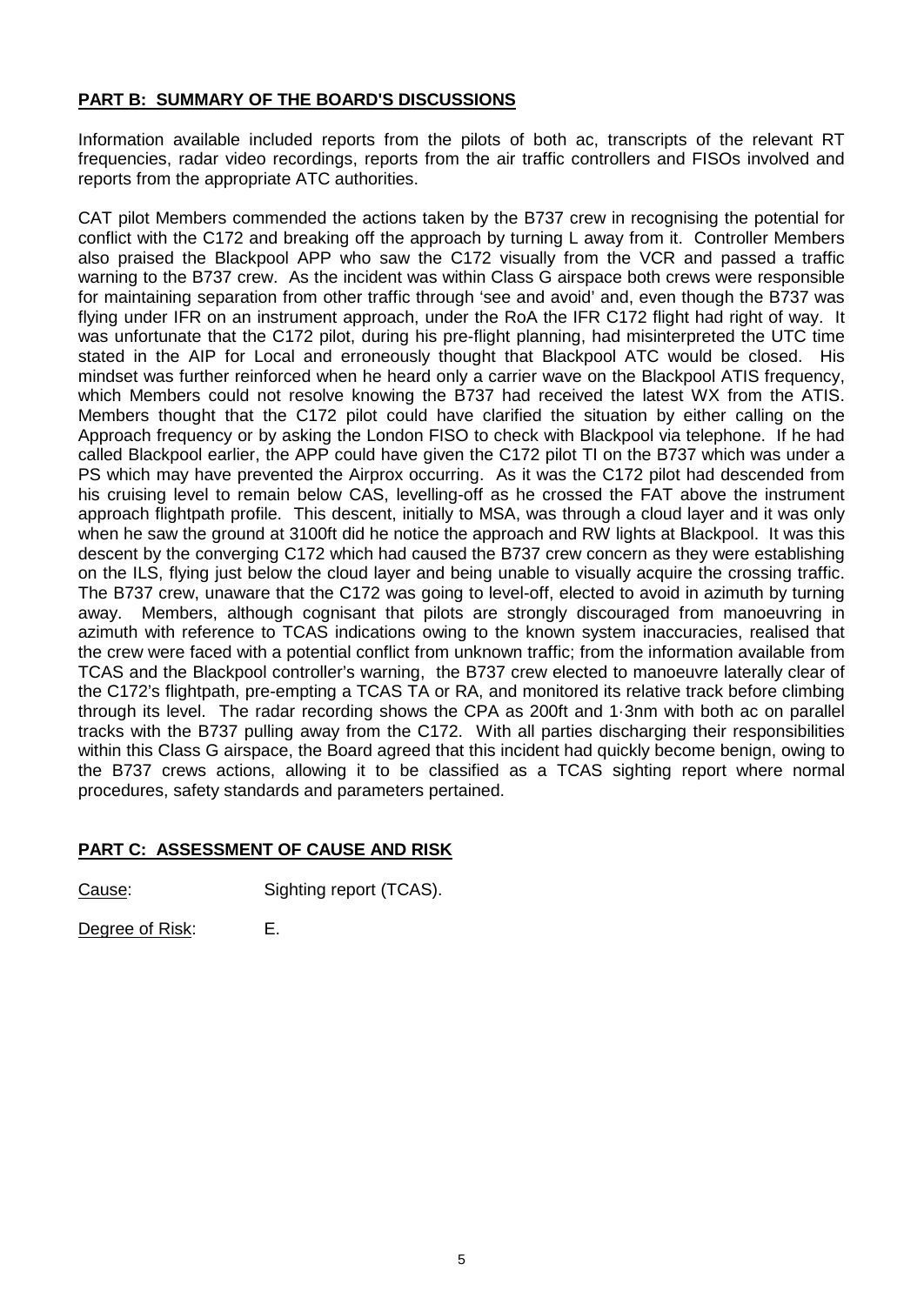## **PART B: SUMMARY OF THE BOARD'S DISCUSSIONS**

Information available included reports from the pilots of both ac, transcripts of the relevant RT frequencies, radar video recordings, reports from the air traffic controllers and FISOs involved and reports from the appropriate ATC authorities.

CAT pilot Members commended the actions taken by the B737 crew in recognising the potential for conflict with the C172 and breaking off the approach by turning L away from it. Controller Members also praised the Blackpool APP who saw the C172 visually from the VCR and passed a traffic warning to the B737 crew. As the incident was within Class G airspace both crews were responsible for maintaining separation from other traffic through 'see and avoid' and, even though the B737 was flying under IFR on an instrument approach, under the RoA the IFR C172 flight had right of way. It was unfortunate that the C172 pilot, during his pre-flight planning, had misinterpreted the UTC time stated in the AIP for Local and erroneously thought that Blackpool ATC would be closed. His mindset was further reinforced when he heard only a carrier wave on the Blackpool ATIS frequency, which Members could not resolve knowing the B737 had received the latest WX from the ATIS. Members thought that the C172 pilot could have clarified the situation by either calling on the Approach frequency or by asking the London FISO to check with Blackpool via telephone. If he had called Blackpool earlier, the APP could have given the C172 pilot TI on the B737 which was under a PS which may have prevented the Airprox occurring. As it was the C172 pilot had descended from his cruising level to remain below CAS, levelling-off as he crossed the FAT above the instrument approach flightpath profile. This descent, initially to MSA, was through a cloud layer and it was only when he saw the ground at 3100ft did he notice the approach and RW lights at Blackpool. It was this descent by the converging C172 which had caused the B737 crew concern as they were establishing on the ILS, flying just below the cloud layer and being unable to visually acquire the crossing traffic. The B737 crew, unaware that the C172 was going to level-off, elected to avoid in azimuth by turning away. Members, although cognisant that pilots are strongly discouraged from manoeuvring in azimuth with reference to TCAS indications owing to the known system inaccuracies, realised that the crew were faced with a potential conflict from unknown traffic; from the information available from TCAS and the Blackpool controller's warning, the B737 crew elected to manoeuvre laterally clear of the C172's flightpath, pre-empting a TCAS TA or RA, and monitored its relative track before climbing through its level. The radar recording shows the CPA as 200ft and 1·3nm with both ac on parallel tracks with the B737 pulling away from the C172. With all parties discharging their responsibilities within this Class G airspace, the Board agreed that this incident had quickly become benign, owing to the B737 crews actions, allowing it to be classified as a TCAS sighting report where normal procedures, safety standards and parameters pertained.

## **PART C: ASSESSMENT OF CAUSE AND RISK**

Cause: Sighting report (TCAS).

Degree of Risk: E.